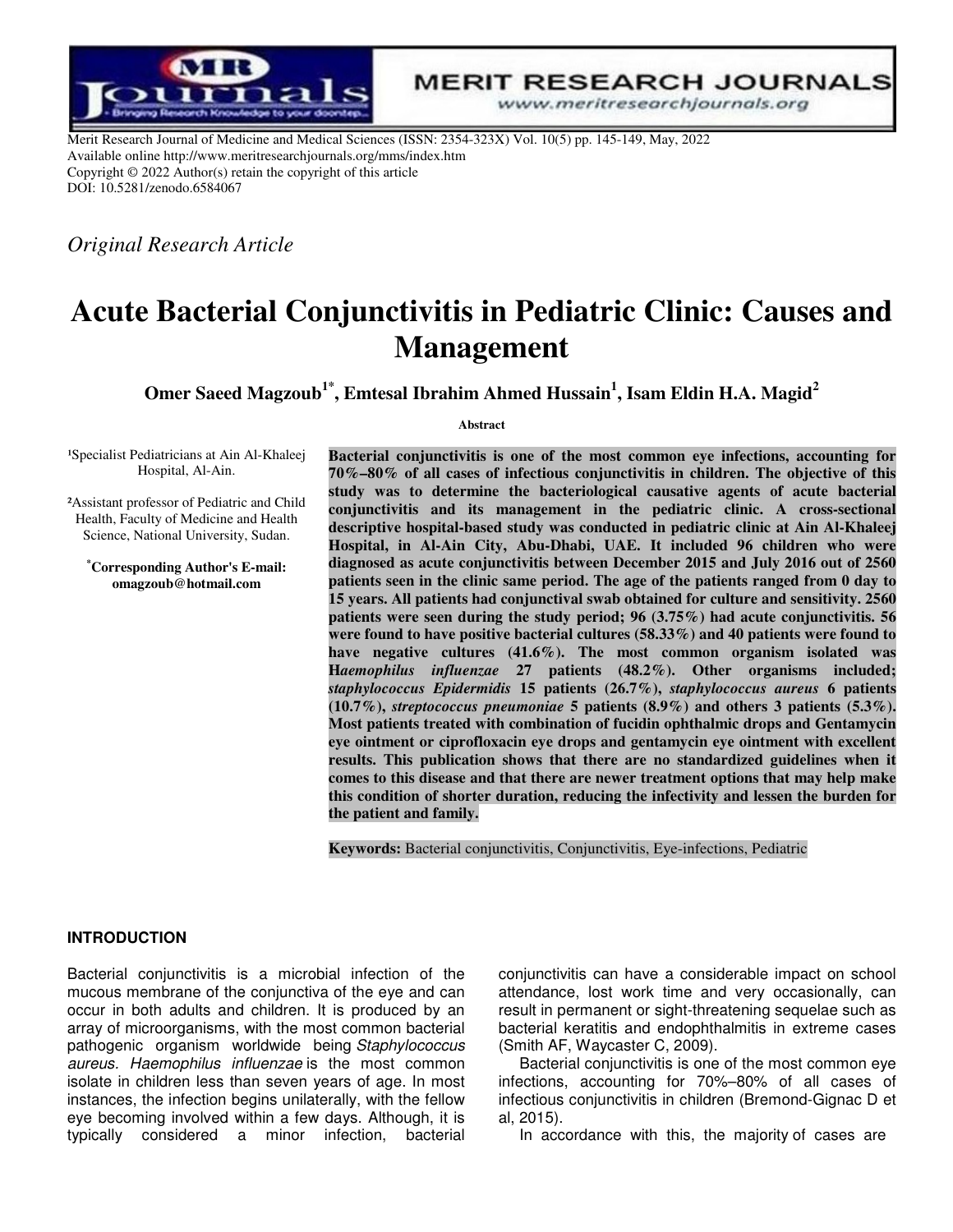Merit Research Journal of Medicine and Medical Sciences (ISSN: 2354-323X) Vol. 10(5) pp. 145-149, May, 2022
Available online http://www.meritresearchjournals.org/mms/index.htm
Copyright © 2022 Author(s) retain the copyright of this article
DOI: 10.5281/zenodo.6584067

*Original Research Article*

# Acute Bacterial Conjunctivitis in Pediatric Clinic: Causes and Management

**Omer Saeed Magzoub[1*], Emtesal Ibrahim Ahmed Hussain[1], Isam Eldin H.A. Magid[2]**

[1]Specialist Pediatricians at Ain Al-Khaleej Hospital, Al-Ain.

[2]Assistant professor of Pediatric and Child Health, Faculty of Medicine and Health Science, National University, Sudan.

**[*]Corresponding Author's E-mail: omagzoub@hotmail.com**

**Abstract**

**Bacterial conjunctivitis is one of the most common eye infections, accounting for 70%–80% of all cases of infectious conjunctivitis in children. The objective of this study was to determine the bacteriological causative agents of acute bacterial conjunctivitis and its management in the pediatric clinic. A cross-sectional descriptive hospital-based study was conducted in pediatric clinic at Ain Al-Khaleej Hospital, in Al-Ain City, Abu-Dhabi, UAE. It included 96 children who were diagnosed as acute conjunctivitis between December 2015 and July 2016 out of 2560 patients seen in the clinic same period. The age of the patients ranged from 0 day to 15 years. All patients had conjunctival swab obtained for culture and sensitivity. 2560 patients were seen during the study period; 96 (3.75%) had acute conjunctivitis. 56 were found to have positive bacterial cultures (58.33%) and 40 patients were found to have negative cultures (41.6%). The most common organism isolated was H*aemophilus influenzae* 27 patients (48.2%). Other organisms included; *staphylococcus Epidermidis* 15 patients (26.7%), *staphylococcus aureus* 6 patients (10.7%), *streptococcus pneumoniae* 5 patients (8.9%) and others 3 patients (5.3%). Most patients treated with combination of fucidin ophthalmic drops and Gentamycin eye ointment or ciprofloxacin eye drops and gentamycin eye ointment with excellent results. This publication shows that there are no standardized guidelines when it comes to this disease and that there are newer treatment options that may help make this condition of shorter duration, reducing the infectivity and lessen the burden for the patient and family.**

**Keywords:** Bacterial conjunctivitis, Conjunctivitis, Eye-infections, Pediatric

## INTRODUCTION

Bacterial conjunctivitis is a microbial infection of the mucous membrane of the conjunctiva of the eye and can occur in both adults and children. It is produced by an array of microorganisms, with the most common bacterial pathogenic organism worldwide being *Staphylococcus aureus. Haemophilus influenzae* is the most common isolate in children less than seven years of age. In most instances, the infection begins unilaterally, with the fellow eye becoming involved within a few days. Although, it is typically considered a minor infection, bacterial conjunctivitis can have a considerable impact on school attendance, lost work time and very occasionally, can result in permanent or sight-threatening sequelae such as bacterial keratitis and endophthalmitis in extreme cases (Smith AF, Waycaster C, 2009).

Bacterial conjunctivitis is one of the most common eye infections, accounting for 70%–80% of all cases of infectious conjunctivitis in children (Bremond-Gignac D et al, 2015).

In accordance with this, the majority of cases are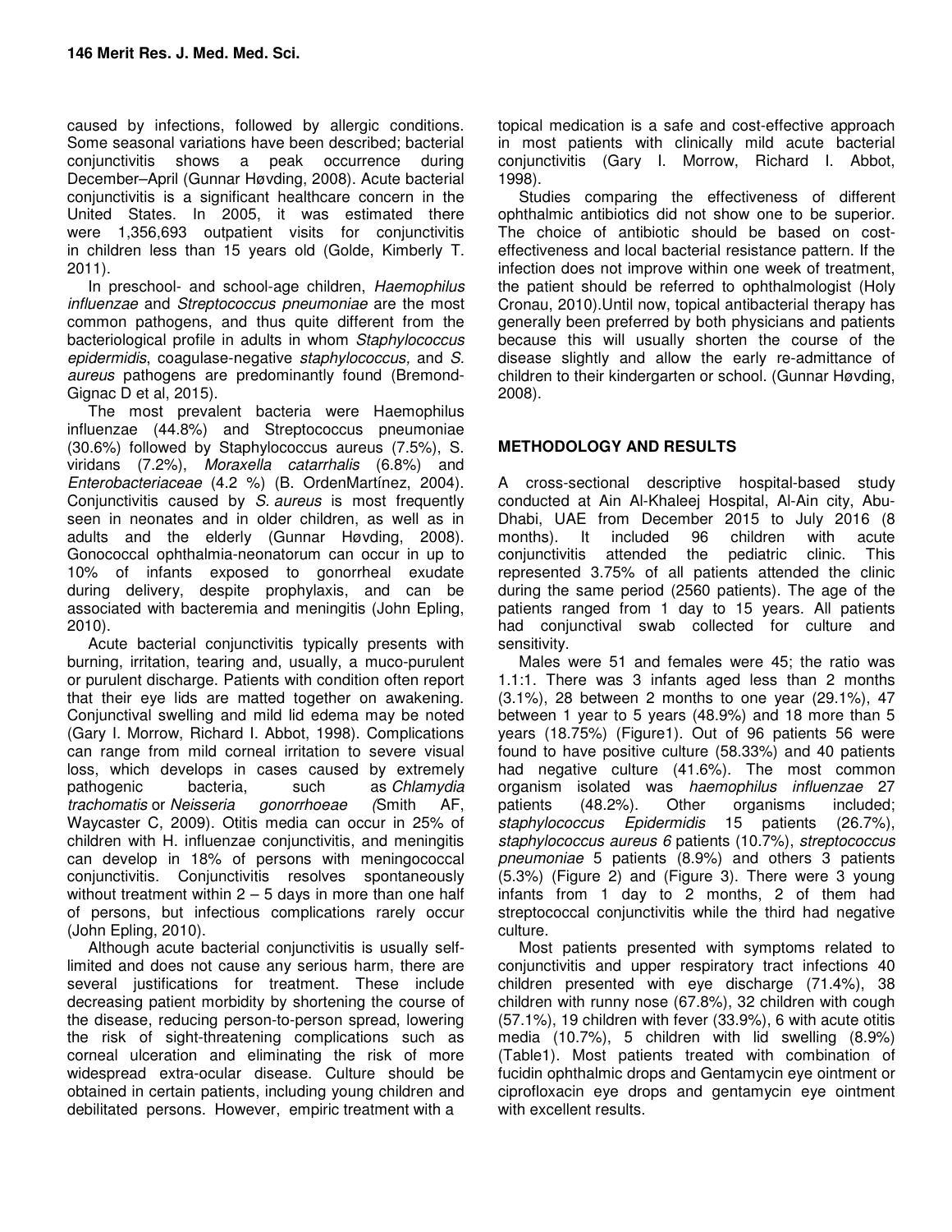caused by infections, followed by allergic conditions. Some seasonal variations have been described; bacterial conjunctivitis shows a peak occurrence during December–April (Gunnar Høvding, 2008). Acute bacterial conjunctivitis is a significant healthcare concern in the United States. In 2005, it was estimated there were 1,356,693 outpatient visits for conjunctivitis in children less than 15 years old (Golde, Kimberly T. 2011).

In preschool- and school-age children, *Haemophilus influenzae* and *Streptococcus pneumoniae* are the most common pathogens, and thus quite different from the bacteriological profile in adults in whom *Staphylococcus epidermidis*, coagulase-negative *staphylococcus,* and *S. aureus* pathogens are predominantly found (Bremond-Gignac D et al, 2015).

The most prevalent bacteria were Haemophilus influenzae (44.8%) and Streptococcus pneumoniae (30.6%) followed by Staphylococcus aureus (7.5%), S. viridans (7.2%), *Moraxella catarrhalis* (6.8%) and *Enterobacteriaceae* (4.2 %) (B. OrdenMartínez, 2004). Conjunctivitis caused by *S. aureus* is most frequently seen in neonates and in older children, as well as in adults and the elderly (Gunnar Høvding, 2008). Gonococcal ophthalmia-neonatorum can occur in up to 10% of infants exposed to gonorrheal exudate during delivery, despite prophylaxis, and can be associated with bacteremia and meningitis (John Epling, 2010).

Acute bacterial conjunctivitis typically presents with burning, irritation, tearing and, usually, a muco-purulent or purulent discharge. Patients with condition often report that their eye lids are matted together on awakening. Conjunctival swelling and mild lid edema may be noted (Gary I. Morrow, Richard I. Abbot, 1998). Complications can range from mild corneal irritation to severe visual loss, which develops in cases caused by extremely pathogenic bacteria, such as *Chlamydia trachomatis* or *Neisseria gonorrhoeae* (Smith AF, Waycaster C, 2009). Otitis media can occur in 25% of children with H. influenzae conjunctivitis, and meningitis can develop in 18% of persons with meningococcal conjunctivitis. Conjunctivitis resolves spontaneously without treatment within 2 – 5 days in more than one half of persons, but infectious complications rarely occur (John Epling, 2010).

Although acute bacterial conjunctivitis is usually self-limited and does not cause any serious harm, there are several justifications for treatment. These include decreasing patient morbidity by shortening the course of the disease, reducing person-to-person spread, lowering the risk of sight-threatening complications such as corneal ulceration and eliminating the risk of more widespread extra-ocular disease. Culture should be obtained in certain patients, including young children and debilitated persons. However, empiric treatment with a topical medication is a safe and cost-effective approach in most patients with clinically mild acute bacterial conjunctivitis (Gary I. Morrow, Richard I. Abbot, 1998).

Studies comparing the effectiveness of different ophthalmic antibiotics did not show one to be superior. The choice of antibiotic should be based on cost-effectiveness and local bacterial resistance pattern. If the infection does not improve within one week of treatment, the patient should be referred to ophthalmologist (Holy Cronau, 2010).Until now, topical antibacterial therapy has generally been preferred by both physicians and patients because this will usually shorten the course of the disease slightly and allow the early re-admittance of children to their kindergarten or school. (Gunnar Høvding, 2008).

## METHODOLOGY AND RESULTS

A cross-sectional descriptive hospital-based study conducted at Ain Al-Khaleej Hospital, Al-Ain city, Abu-Dhabi, UAE from December 2015 to July 2016 (8 months). It included 96 children with acute conjunctivitis attended the pediatric clinic. This represented 3.75% of all patients attended the clinic during the same period (2560 patients). The age of the patients ranged from 1 day to 15 years. All patients had conjunctival swab collected for culture and sensitivity.

Males were 51 and females were 45; the ratio was 1.1:1. There was 3 infants aged less than 2 months (3.1%), 28 between 2 months to one year (29.1%), 47 between 1 year to 5 years (48.9%) and 18 more than 5 years (18.75%) (Figure1). Out of 96 patients 56 were found to have positive culture (58.33%) and 40 patients had negative culture (41.6%). The most common organism isolated was *haemophilus influenzae* 27 patients (48.2%). Other organisms included; *staphylococcus Epidermidis* 15 patients (26.7%), *staphylococcus aureus 6* patients (10.7%), *streptococcus pneumoniae* 5 patients (8.9%) and others 3 patients (5.3%) (Figure 2) and (Figure 3). There were 3 young infants from 1 day to 2 months, 2 of them had streptococcal conjunctivitis while the third had negative culture.

Most patients presented with symptoms related to conjunctivitis and upper respiratory tract infections 40 children presented with eye discharge (71.4%), 38 children with runny nose (67.8%), 32 children with cough (57.1%), 19 children with fever (33.9%), 6 with acute otitis media (10.7%), 5 children with lid swelling (8.9%) (Table1). Most patients treated with combination of fucidin ophthalmic drops and Gentamycin eye ointment or ciprofloxacin eye drops and gentamycin eye ointment with excellent results.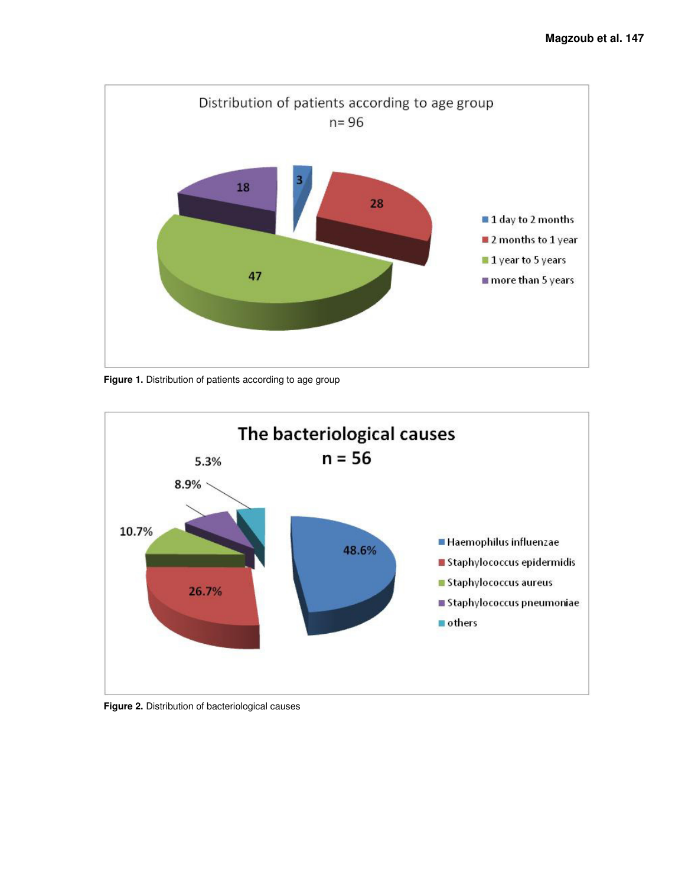Distribution of patients according to age group

n= 96

- 1 day to 2 months: 3
- 2 months to 1 year: 28
- 1 year to 5 years: 47
- more than 5 years: 18

**Figure 1.** Distribution of patients according to age group

The bacteriological causes

n = 56

- Haemophilus influenzae: 48.6%
- Staphylococcus epidermidis: 26.7%
- Staphylococcus aureus: 10.7%
- Staphylococcus pneumoniae: 8.9%
- others: 5.3%

**Figure 2.** Distribution of bacteriological causes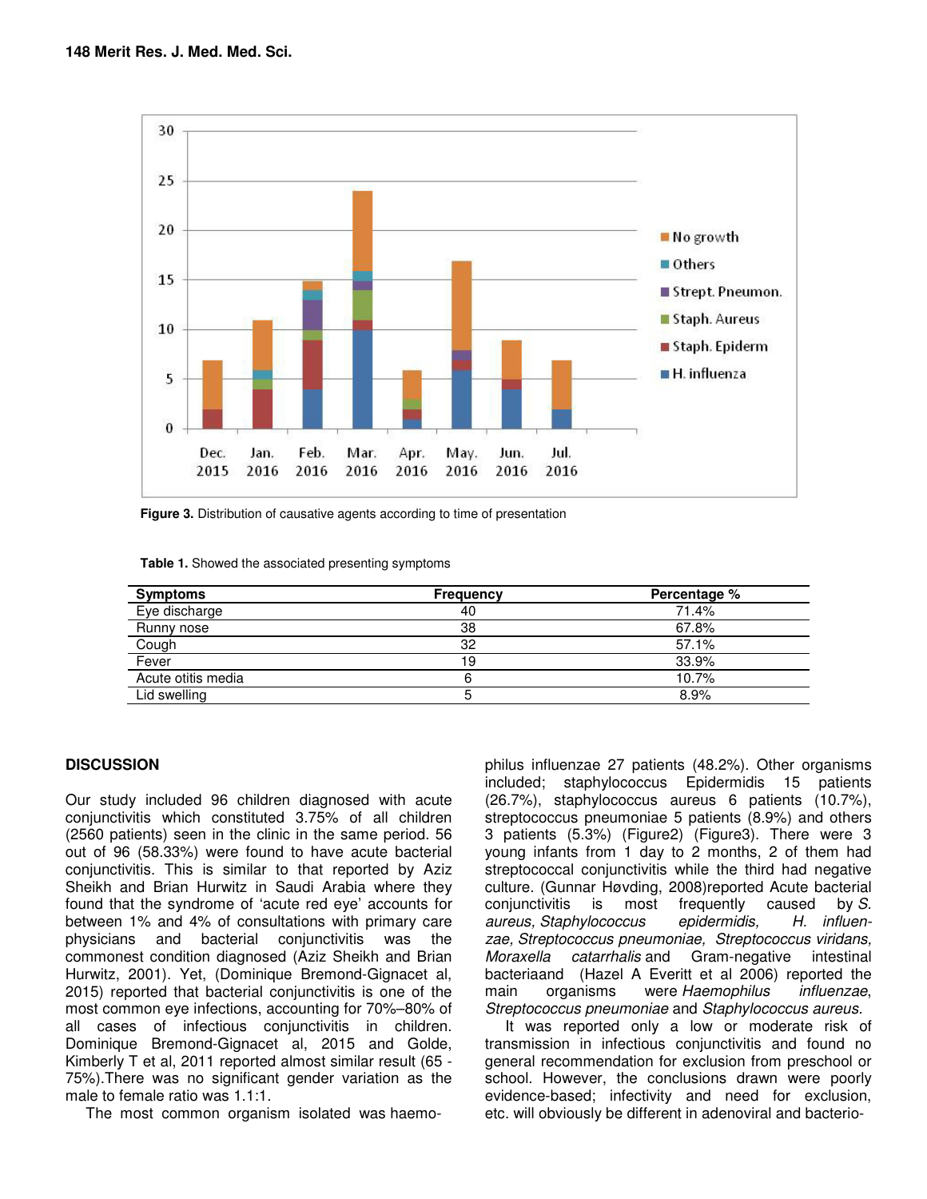Figure 3. Distribution of causative agents according to time of presentation

**Table 1.** Showed the associated presenting symptoms

| Symptoms | Frequency | Percentage % |
|---|---|---|
| Eye discharge | 40 | 71.4% |
| Runny nose | 38 | 67.8% |
| Cough | 32 | 57.1% |
| Fever | 19 | 33.9% |
| Acute otitis media | 6 | 10.7% |
| Lid swelling | 5 | 8.9% |

## DISCUSSION

Our study included 96 children diagnosed with acute conjunctivitis which constituted 3.75% of all children (2560 patients) seen in the clinic in the same period. 56 out of 96 (58.33%) were found to have acute bacterial conjunctivitis. This is similar to that reported by Aziz Sheikh and Brian Hurwitz in Saudi Arabia where they found that the syndrome of 'acute red eye' accounts for between 1% and 4% of consultations with primary care physicians and bacterial conjunctivitis was the commonest condition diagnosed (Aziz Sheikh and Brian Hurwitz, 2001). Yet, (Dominique Bremond-Gignacet al, 2015) reported that bacterial conjunctivitis is one of the most common eye infections, accounting for 70%–80% of all cases of infectious conjunctivitis in children. Dominique Bremond-Gignacet al, 2015 and Golde, Kimberly T et al, 2011 reported almost similar result (65 - 75%).There was no significant gender variation as the male to female ratio was 1.1:1.

The most common organism isolated was haemophilus influenzae 27 patients (48.2%). Other organisms included; staphylococcus Epidermidis 15 patients (26.7%), staphylococcus aureus 6 patients (10.7%), streptococcus pneumoniae 5 patients (8.9%) and others 3 patients (5.3%) (Figure2) (Figure3). There were 3 young infants from 1 day to 2 months, 2 of them had streptococcal conjunctivitis while the third had negative culture. (Gunnar Høvding, 2008)reported Acute bacterial conjunctivitis is most frequently caused by *S. aureus, Staphylococcus epidermidis, H. influenzae, Streptococcus pneumoniae, Streptococcus viridans, Moraxella catarrhalis* and Gram-negative intestinal bacteriaand (Hazel A Everitt et al 2006) reported the main organisms were *Haemophilus influenzae*, *Streptococcus pneumoniae* and *Staphylococcus aureus.*

It was reported only a low or moderate risk of transmission in infectious conjunctivitis and found no general recommendation for exclusion from preschool or school. However, the conclusions drawn were poorly evidence-based; infectivity and need for exclusion, etc. will obviously be different in adenoviral and bacterio-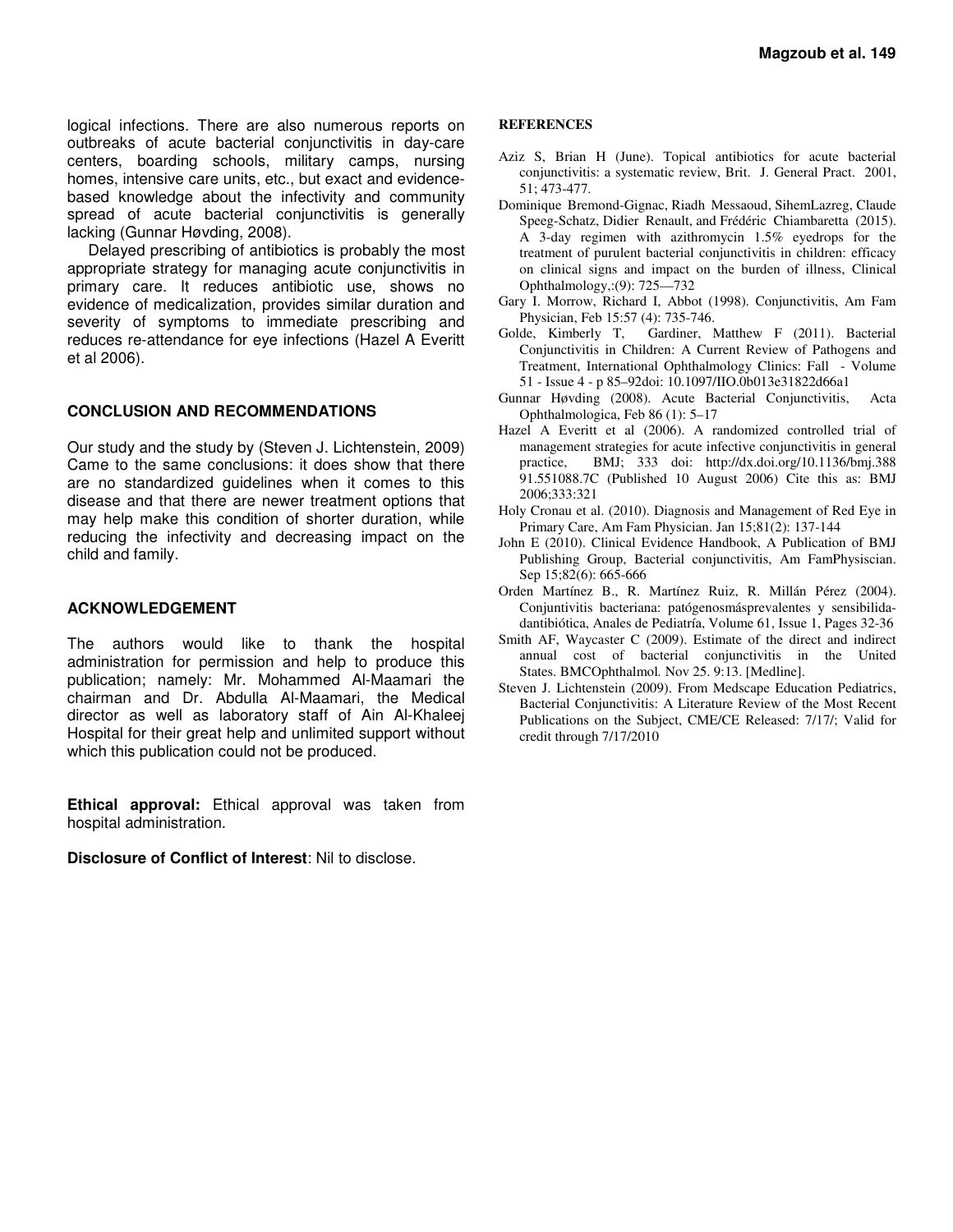logical infections. There are also numerous reports on outbreaks of acute bacterial conjunctivitis in day-care centers, boarding schools, military camps, nursing homes, intensive care units, etc., but exact and evidence-based knowledge about the infectivity and community spread of acute bacterial conjunctivitis is generally lacking (Gunnar Høvding, 2008).

Delayed prescribing of antibiotics is probably the most appropriate strategy for managing acute conjunctivitis in primary care. It reduces antibiotic use, shows no evidence of medicalization, provides similar duration and severity of symptoms to immediate prescribing and reduces re-attendance for eye infections (Hazel A Everitt et al 2006).

## CONCLUSION AND RECOMMENDATIONS

Our study and the study by (Steven J. Lichtenstein, 2009) Came to the same conclusions: it does show that there are no standardized guidelines when it comes to this disease and that there are newer treatment options that may help make this condition of shorter duration, while reducing the infectivity and decreasing impact on the child and family.

## ACKNOWLEDGEMENT

The authors would like to thank the hospital administration for permission and help to produce this publication; namely: Mr. Mohammed Al-Maamari the chairman and Dr. Abdulla Al-Maamari, the Medical director as well as laboratory staff of Ain Al-Khaleej Hospital for their great help and unlimited support without which this publication could not be produced.

**Ethical approval:** Ethical approval was taken from hospital administration.

**Disclosure of Conflict of Interest**: Nil to disclose.

## REFERENCES

Aziz S, Brian H (June). Topical antibiotics for acute bacterial conjunctivitis: a systematic review, Brit. J. General Pract. 2001, 51; 473-477.

Dominique Bremond-Gignac, Riadh Messaoud, SihemLazreg, Claude Speeg-Schatz, Didier Renault, and Frédéric Chiambaretta (2015). A 3-day regimen with azithromycin 1.5% eyedrops for the treatment of purulent bacterial conjunctivitis in children: efficacy on clinical signs and impact on the burden of illness, Clinical Ophthalmology,:(9): 725—732

Gary I. Morrow, Richard I, Abbot (1998). Conjunctivitis, Am Fam Physician, Feb 15:57 (4): 735-746.

Golde, Kimberly T, Gardiner, Matthew F (2011). Bacterial Conjunctivitis in Children: A Current Review of Pathogens and Treatment, International Ophthalmology Clinics: Fall - Volume 51 - Issue 4 - p 85–92doi: 10.1097/IIO.0b013e31822d66a1

Gunnar Høvding (2008). Acute Bacterial Conjunctivitis, Acta Ophthalmologica, Feb 86 (1): 5–17

Hazel A Everitt et al (2006). A randomized controlled trial of management strategies for acute infective conjunctivitis in general practice, BMJ; 333 doi: http://dx.doi.org/10.1136/bmj.38891.551088.7C (Published 10 August 2006) Cite this as: BMJ 2006;333:321

Holy Cronau et al. (2010). Diagnosis and Management of Red Eye in Primary Care, Am Fam Physician. Jan 15;81(2): 137-144

John E (2010). Clinical Evidence Handbook, A Publication of BMJ Publishing Group, Bacterial conjunctivitis, Am FamPhysiscian. Sep 15;82(6): 665-666

Orden Martínez B., R. Martínez Ruiz, R. Millán Pérez (2004). Conjuntivitis bacteriana: patógenosmásprevalentes y sensibilidadantibiótica, Anales de Pediatría, Volume 61, Issue 1, Pages 32-36

Smith AF, Waycaster C (2009). Estimate of the direct and indirect annual cost of bacterial conjunctivitis in the United States. BMCOphthalmol. Nov 25. 9:13. [Medline].

Steven J. Lichtenstein (2009). From Medscape Education Pediatrics, Bacterial Conjunctivitis: A Literature Review of the Most Recent Publications on the Subject, CME/CE Released: 7/17/; Valid for credit through 7/17/2010